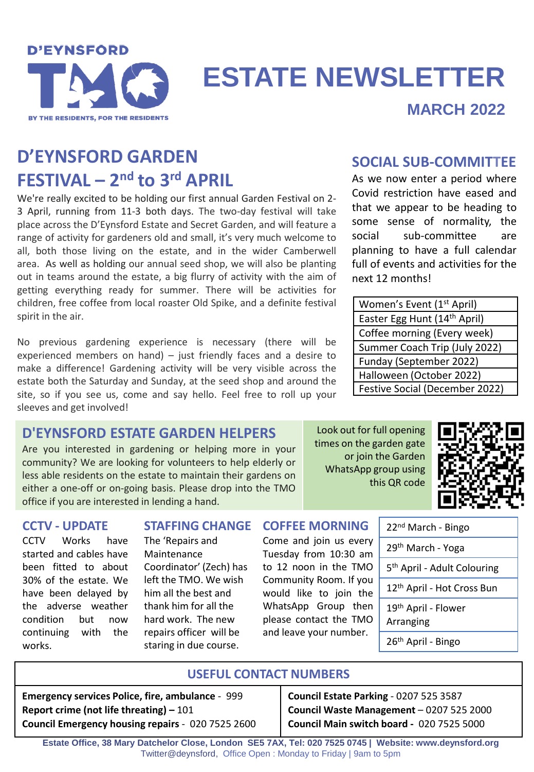D'EYNSFORD TMO

BY THE RESIDENTS, FOR THE RESIDENTS

# ESTATE NEWSLETTER

**MARCH 2022**

## D'EYNSFORD GARDEN FESTIVAL – 2nd to 3rd APRIL

We're really excited to be holding our first annual Garden Festival on 2-3 April, running from 11-3 both days. The two-day festival will take place across the D'Eynsford Estate and Secret Garden, and will feature a range of activity for gardeners old and small, it's very much welcome to all, both those living on the estate, and in the wider Camberwell area. As well as holding our annual seed shop, we will also be planting out in teams around the estate, a big flurry of activity with the aim of getting everything ready for summer. There will be activities for children, free coffee from local roaster Old Spike, and a definite festival spirit in the air.

No previous gardening experience is necessary (there will be experienced members on hand) – just friendly faces and a desire to make a difference! Gardening activity will be very visible across the estate both the Saturday and Sunday, at the seed shop and around the site, so if you see us, come and say hello. Feel free to roll up your sleeves and get involved!

## SOCIAL SUB-COMMITTEE

As we now enter a period where Covid restriction have eased and that we appear to be heading to some sense of normality, the social sub-committee are planning to have a full calendar full of events and activities for the next 12 months!

| Events |
|---|
| Women's Event (1st April) |
| Easter Egg Hunt (14th April) |
| Coffee morning (Every week) |
| Summer Coach Trip (July 2022) |
| Funday (September 2022) |
| Halloween (October 2022) |
| Festive Social (December 2022) |

## D'EYNSFORD ESTATE GARDEN HELPERS

Are you interested in gardening or helping more in your community? We are looking for volunteers to help elderly or less able residents on the estate to maintain their gardens on either a one-off or on-going basis. Please drop into the TMO office if you are interested in lending a hand.

Look out for full opening times on the garden gate or join the Garden WhatsApp group using this QR code

## CCTV - UPDATE

CCTV Works have started and cables have been fitted to about 30% of the estate. We have been delayed by the adverse weather condition but now continuing with the works.

## STAFFING CHANGE

The 'Repairs and Maintenance Coordinator' (Zech) has left the TMO. We wish him all the best and thank him for all the hard work. The new repairs officer will be staring in due course.

## COFFEE MORNING

Come and join us every Tuesday from 10:30 am to 12 noon in the TMO Community Room. If you would like to join the WhatsApp Group then please contact the TMO and leave your number.

| Coffee Morning |
|---|
| 22nd March - Bingo |
| 29th March - Yoga |
| 5th April - Adult Colouring |
| 12th April - Hot Cross Bun |
| 19th April - Flower Arranging |
| 26th April - Bingo |

## USEFUL CONTACT NUMBERS

| | |
|---|---|
| **Emergency services Police, fire, ambulance** - 999 | **Council Estate Parking** - 0207 525 3587 |
| **Report crime (not life threating) –** 101 | **Council Waste Management** – 0207 525 2000 |
| **Council Emergency housing repairs** - 020 7525 2600 | **Council Main switch board -** 020 7525 5000 |

**Estate Office, 38 Mary Datchelor Close, London SE5 7AX, Tel: 020 7525 0745 | Website: www.deynsford.org**
Twitter@deynsford, Office Open : Monday to Friday | 9am to 5pm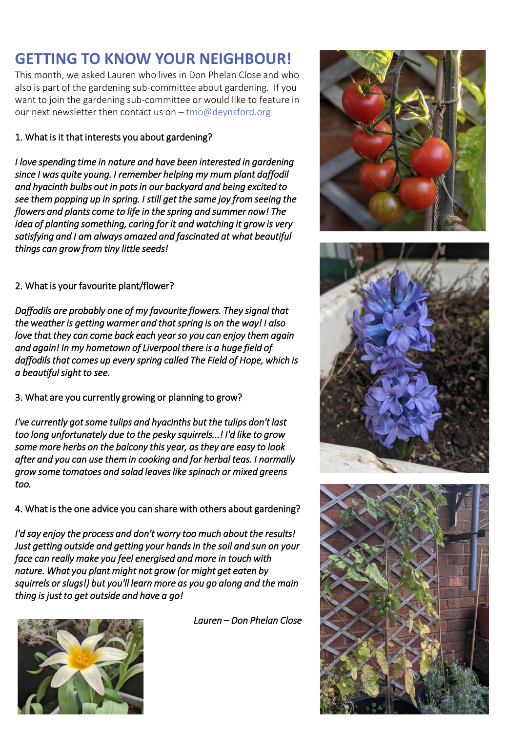# GETTING TO KNOW YOUR NEIGHBOUR!

This month, we asked Lauren who lives in Don Phelan Close and who also is part of the gardening sub-committee about gardening. If you want to join the gardening sub-committee or would like to feature in our next newsletter then contact us on – tmo@deynsford.org

1. What is it that interests you about gardening?

*I love spending time in nature and have been interested in gardening since I was quite young. I remember helping my mum plant daffodil and hyacinth bulbs out in pots in our backyard and being excited to see them popping up in spring. I still get the same joy from seeing the flowers and plants come to life in the spring and summer now! The idea of planting something, caring for it and watching it grow is very satisfying and I am always amazed and fascinated at what beautiful things can grow from tiny little seeds!*

2. What is your favourite plant/flower?

*Daffodils are probably one of my favourite flowers. They signal that the weather is getting warmer and that spring is on the way! I also love that they can come back each year so you can enjoy them again and again! In my hometown of Liverpool there is a huge field of daffodils that comes up every spring called The Field of Hope, which is a beautiful sight to see.*

3. What are you currently growing or planning to grow?

*I've currently got some tulips and hyacinths but the tulips don't last too long unfortunately due to the pesky squirrels…! I'd like to grow some more herbs on the balcony this year, as they are easy to look after and you can use them in cooking and for herbal teas. I normally grow some tomatoes and salad leaves like spinach or mixed greens too.*

4. What is the one advice you can share with others about gardening?

*I'd say enjoy the process and don't worry too much about the results! Just getting outside and getting your hands in the soil and sun on your face can really make you feel energised and more in touch with nature. What you plant might not grow (or might get eaten by squirrels or slugs!) but you'll learn more as you go along and the main thing is just to get outside and have a go!*

*Lauren – Don Phelan Close*